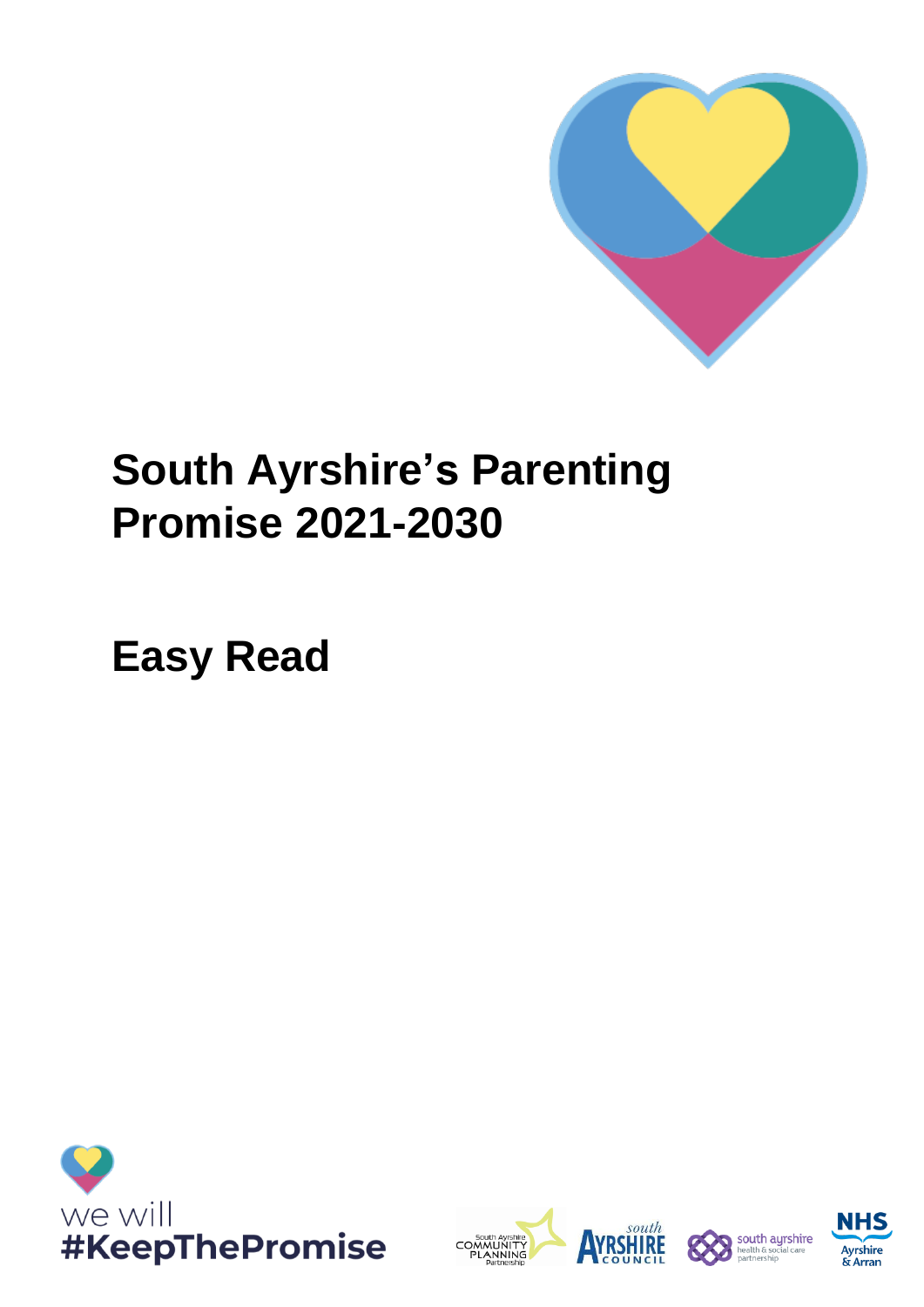# South Ayrshire's Parenting Promise 2021-2030

# Easy Read

we will
**#KeepThePromise**

South Ayrshire COMMUNITY PLANNING Partnership

south AYRSHIRE COUNCIL

south ayrshire health & social care partnership

NHS Ayrshire & Arran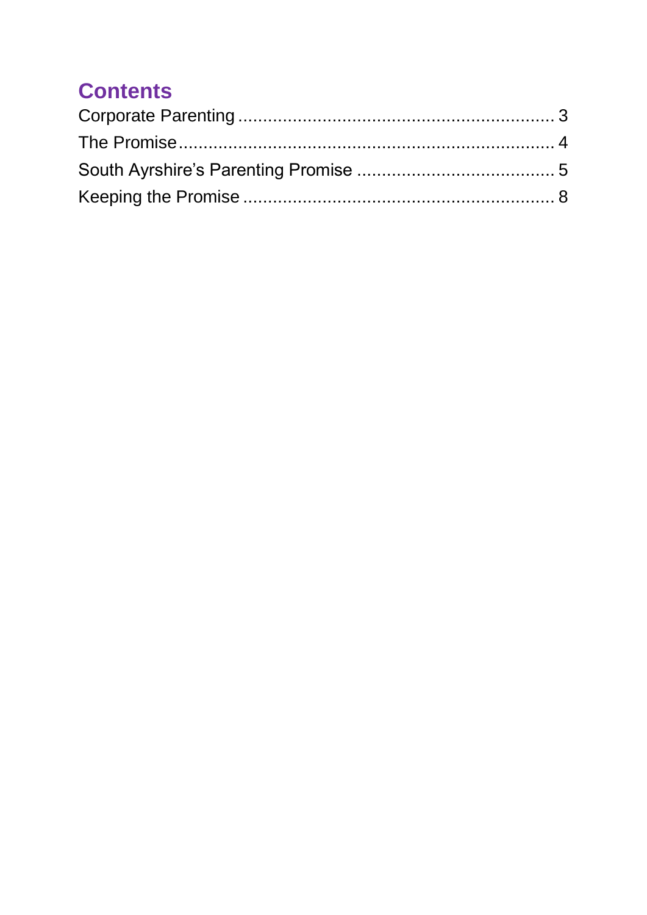# Contents

Corporate Parenting ..... 3
The Promise ..... 4
South Ayrshire's Parenting Promise ..... 5
Keeping the Promise ..... 8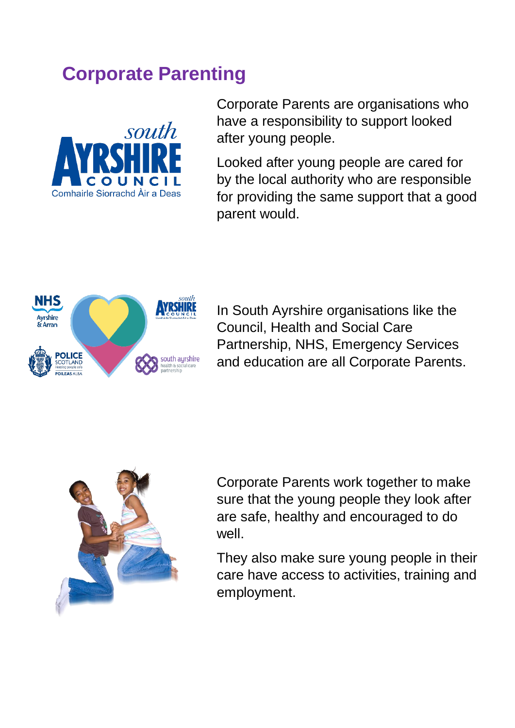# Corporate Parenting

Corporate Parents are organisations who have a responsibility to support looked after young people.

Looked after young people are cared for by the local authority who are responsible for providing the same support that a good parent would.

In South Ayrshire organisations like the Council, Health and Social Care Partnership, NHS, Emergency Services and education are all Corporate Parents.

Corporate Parents work together to make sure that the young people they look after are safe, healthy and encouraged to do well.

They also make sure young people in their care have access to activities, training and employment.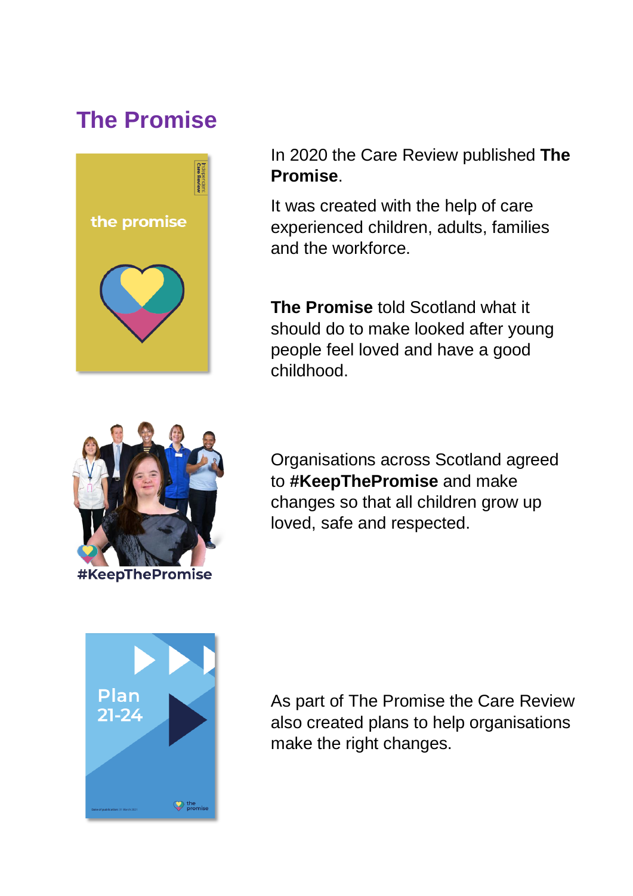# The Promise

In 2020 the Care Review published **The Promise**.

It was created with the help of care experienced children, adults, families and the workforce.

**The Promise** told Scotland what it should do to make looked after young people feel loved and have a good childhood.

Organisations across Scotland agreed to **#KeepThePromise** and make changes so that all children grow up loved, safe and respected.

As part of The Promise the Care Review also created plans to help organisations make the right changes.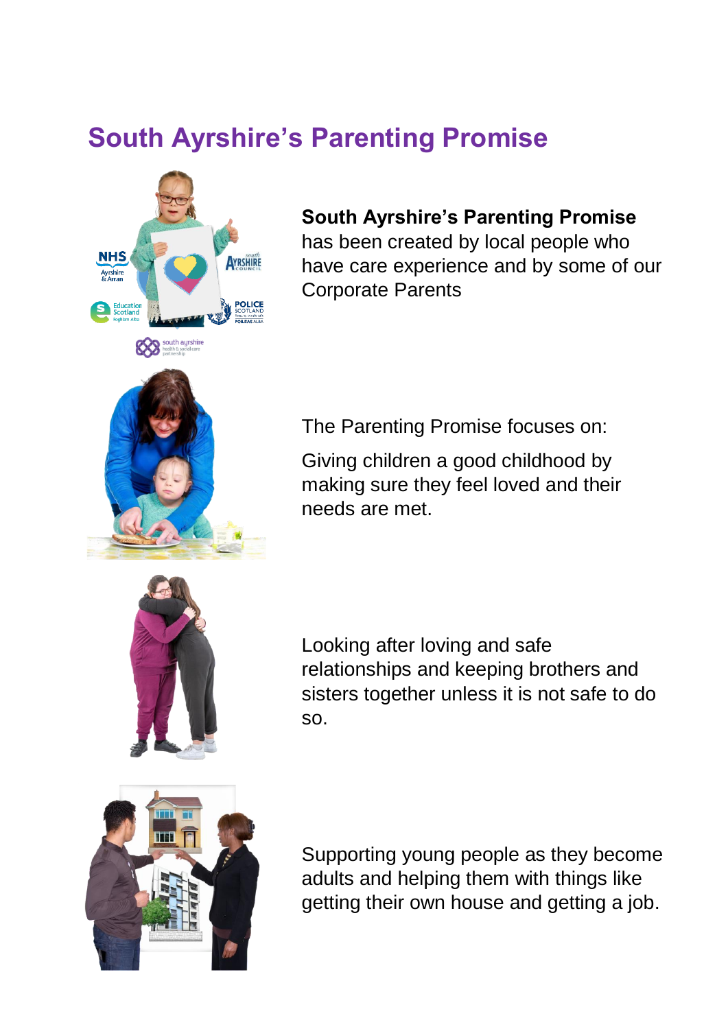# South Ayrshire's Parenting Promise

**South Ayrshire's Parenting Promise** has been created by local people who have care experience and by some of our Corporate Parents

The Parenting Promise focuses on:

Giving children a good childhood by making sure they feel loved and their needs are met.

Looking after loving and safe relationships and keeping brothers and sisters together unless it is not safe to do so.

Supporting young people as they become adults and helping them with things like getting their own house and getting a job.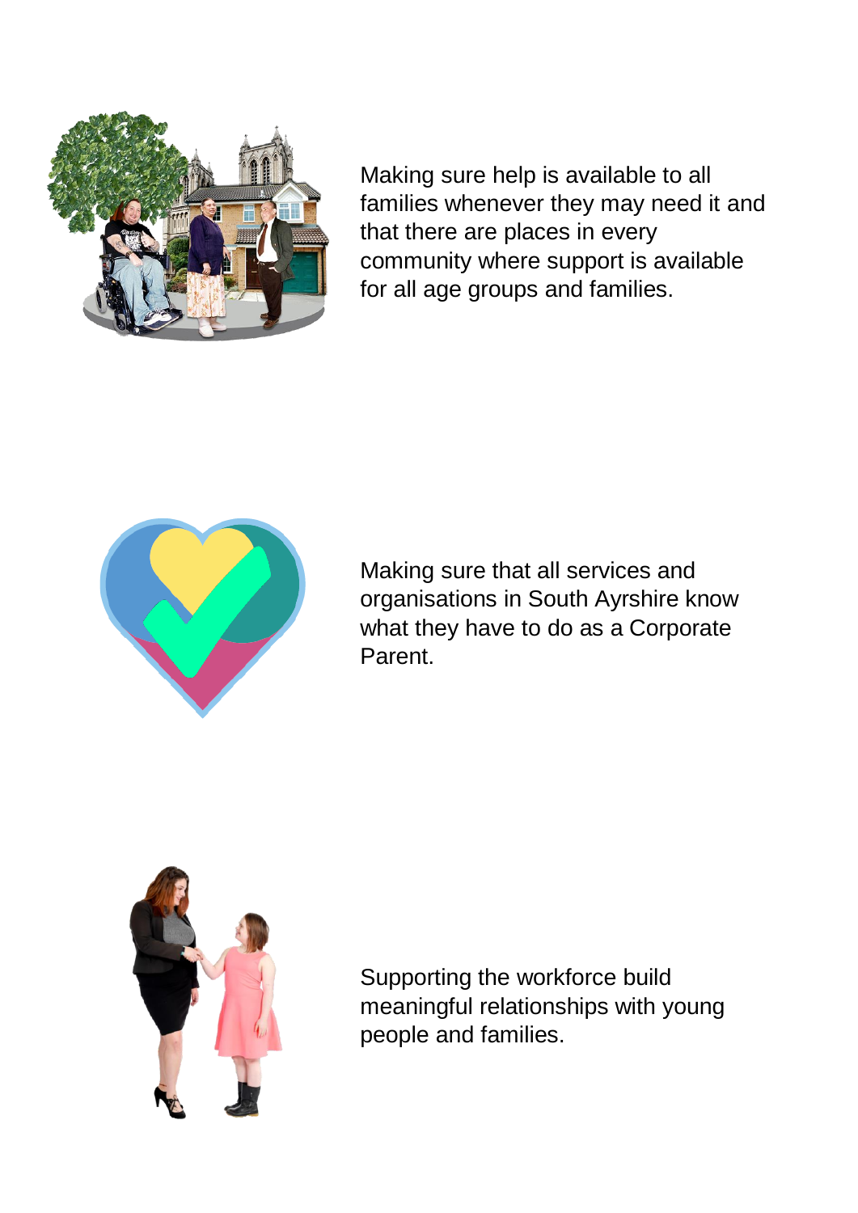Making sure help is available to all families whenever they may need it and that there are places in every community where support is available for all age groups and families.

Making sure that all services and organisations in South Ayrshire know what they have to do as a Corporate Parent.

Supporting the workforce build meaningful relationships with young people and families.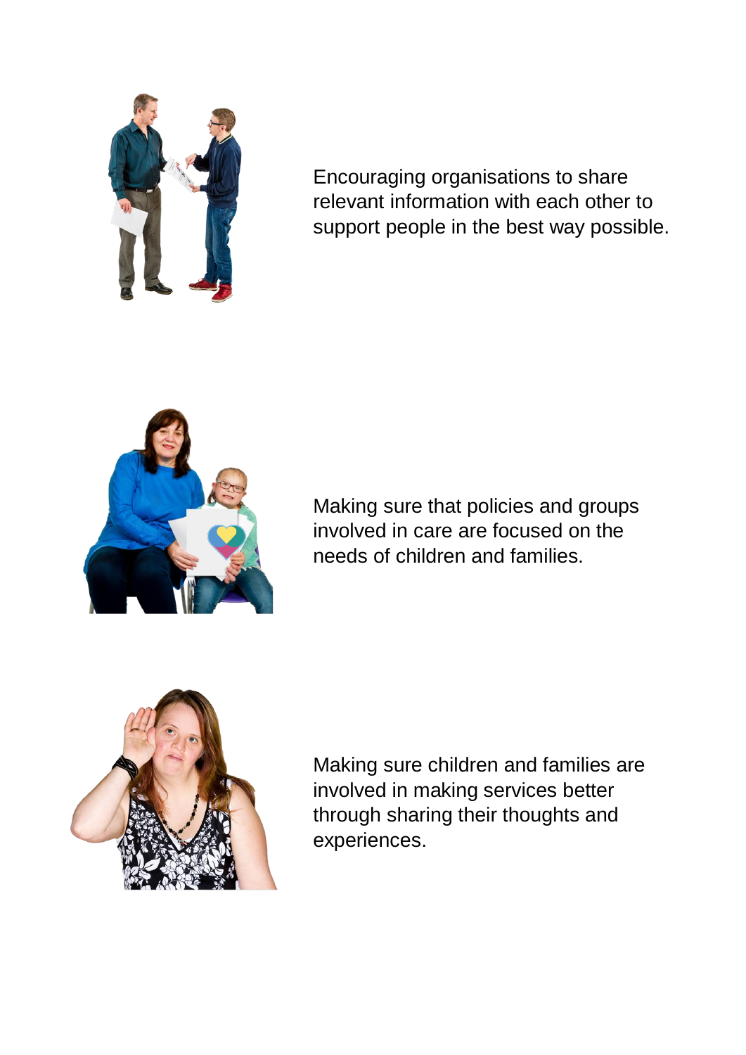Encouraging organisations to share relevant information with each other to support people in the best way possible.

Making sure that policies and groups involved in care are focused on the needs of children and families.

Making sure children and families are involved in making services better through sharing their thoughts and experiences.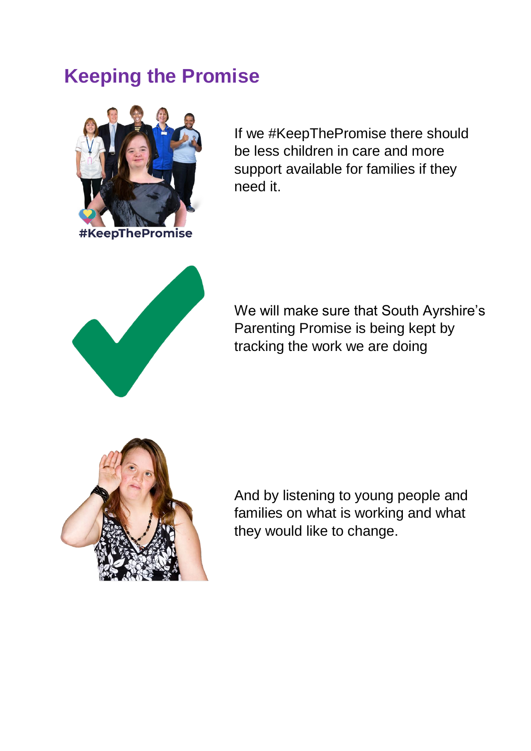## Keeping the Promise

If we #KeepThePromise there should be less children in care and more support available for families if they need it.

We will make sure that South Ayrshire's Parenting Promise is being kept by tracking the work we are doing

And by listening to young people and families on what is working and what they would like to change.